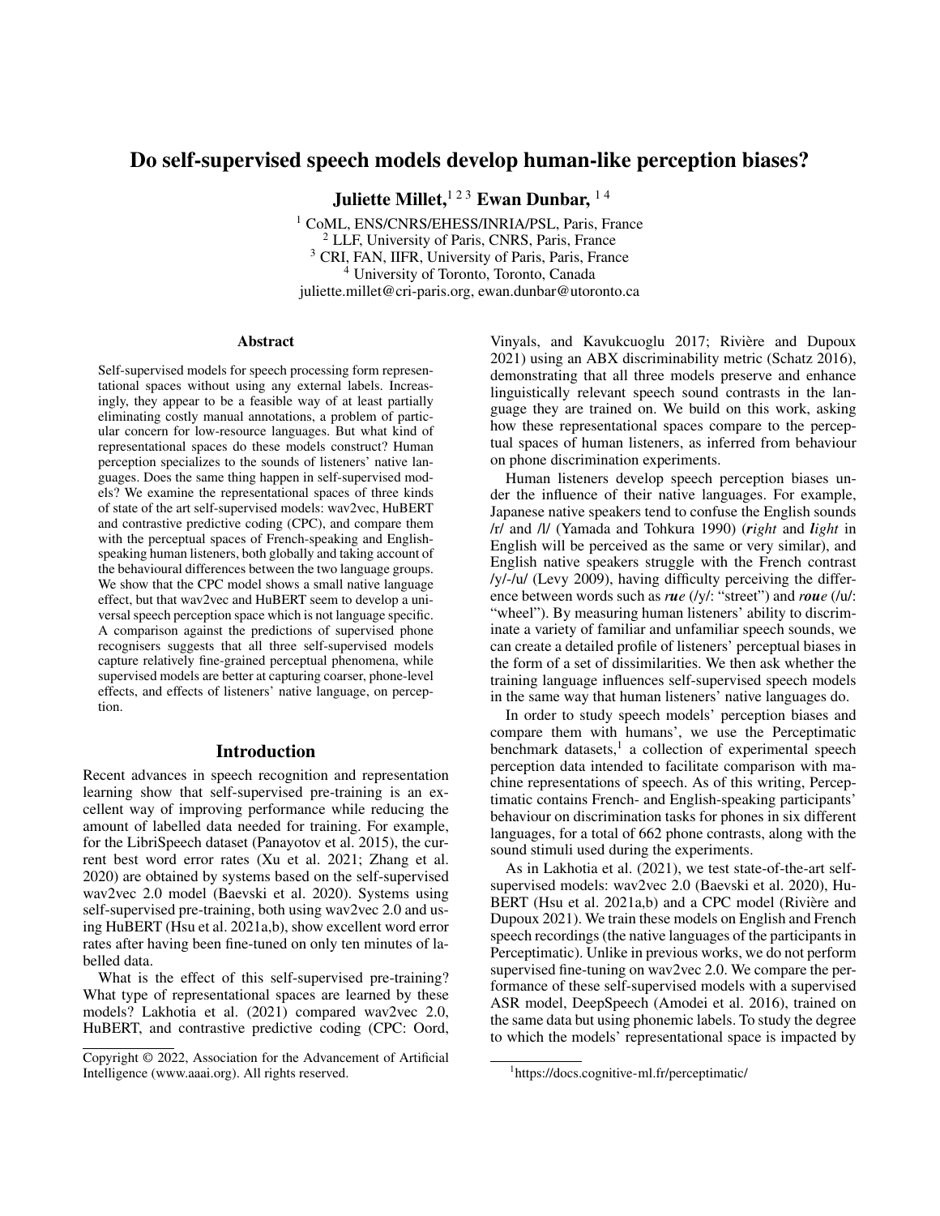# Do self-supervised speech models develop human-like perception biases?

**Juliette Millet,**[1,2,3] **Ewan Dunbar,**[1,4]

[1] CoML, ENS/CNRS/EHESS/INRIA/PSL, Paris, France
[2] LLF, University of Paris, CNRS, Paris, France
[3] CRI, FAN, IIFR, University of Paris, Paris, France
[4] University of Toronto, Toronto, Canada
juliette.millet@cri-paris.org, ewan.dunbar@utoronto.ca

## Abstract

Self-supervised models for speech processing form representational spaces without using any external labels. Increasingly, they appear to be a feasible way of at least partially eliminating costly manual annotations, a problem of particular concern for low-resource languages. But what kind of representational spaces do these models construct? Human perception specializes to the sounds of listeners' native languages. Does the same thing happen in self-supervised models? We examine the representational spaces of three kinds of state of the art self-supervised models: wav2vec, HuBERT and contrastive predictive coding (CPC), and compare them with the perceptual spaces of French-speaking and English-speaking human listeners, both globally and taking account of the behavioural differences between the two language groups. We show that the CPC model shows a small native language effect, but that wav2vec and HuBERT seem to develop a universal speech perception space which is not language specific. A comparison against the predictions of supervised phone recognisers suggests that all three self-supervised models capture relatively fine-grained perceptual phenomena, while supervised models are better at capturing coarser, phone-level effects, and effects of listeners' native language, on perception.

## Introduction

Recent advances in speech recognition and representation learning show that self-supervised pre-training is an excellent way of improving performance while reducing the amount of labelled data needed for training. For example, for the LibriSpeech dataset (Panayotov et al. 2015), the current best word error rates (Xu et al. 2021; Zhang et al. 2020) are obtained by systems based on the self-supervised wav2vec 2.0 model (Baevski et al. 2020). Systems using self-supervised pre-training, both using wav2vec 2.0 and using HuBERT (Hsu et al. 2021a,b), show excellent word error rates after having been fine-tuned on only ten minutes of labelled data.

What is the effect of this self-supervised pre-training? What type of representational spaces are learned by these models? Lakhotia et al. (2021) compared wav2vec 2.0, HuBERT, and contrastive predictive coding (CPC: Oord, Vinyals, and Kavukcuoglu 2017; Rivière and Dupoux 2021) using an ABX discriminability metric (Schatz 2016), demonstrating that all three models preserve and enhance linguistically relevant speech sound contrasts in the language they are trained on. We build on this work, asking how these representational spaces compare to the perceptual spaces of human listeners, as inferred from behaviour on phone discrimination experiments.

Human listeners develop speech perception biases under the influence of their native languages. For example, Japanese native speakers tend to confuse the English sounds /r/ and /l/ (Yamada and Tohkura 1990) (***r**ight* and ***l**ight* in English will be perceived as the same or very similar), and English native speakers struggle with the French contrast /y/-/u/ (Levy 2009), having difficulty perceiving the difference between words such as ***ru**e* (/y/: "street") and ***rou**e* (/u/: "wheel"). By measuring human listeners' ability to discriminate a variety of familiar and unfamiliar speech sounds, we can create a detailed profile of listeners' perceptual biases in the form of a set of dissimilarities. We then ask whether the training language influences self-supervised speech models in the same way that human listeners' native languages do.

In order to study speech models' perception biases and compare them with humans', we use the Perceptimatic benchmark datasets,[1] a collection of experimental speech perception data intended to facilitate comparison with machine representations of speech. As of this writing, Perceptimatic contains French- and English-speaking participants' behaviour on discrimination tasks for phones in six different languages, for a total of 662 phone contrasts, along with the sound stimuli used during the experiments.

As in Lakhotia et al. (2021), we test state-of-the-art self-supervised models: wav2vec 2.0 (Baevski et al. 2020), HuBERT (Hsu et al. 2021a,b) and a CPC model (Rivière and Dupoux 2021). We train these models on English and French speech recordings (the native languages of the participants in Perceptimatic). Unlike in previous works, we do not perform supervised fine-tuning on wav2vec 2.0. We compare the performance of these self-supervised models with a supervised ASR model, DeepSpeech (Amodei et al. 2016), trained on the same data but using phonemic labels. To study the degree to which the models' representational space is impacted by

Copyright © 2022, Association for the Advancement of Artificial Intelligence (www.aaai.org). All rights reserved.

[1] https://docs.cognitive-ml.fr/perceptimatic/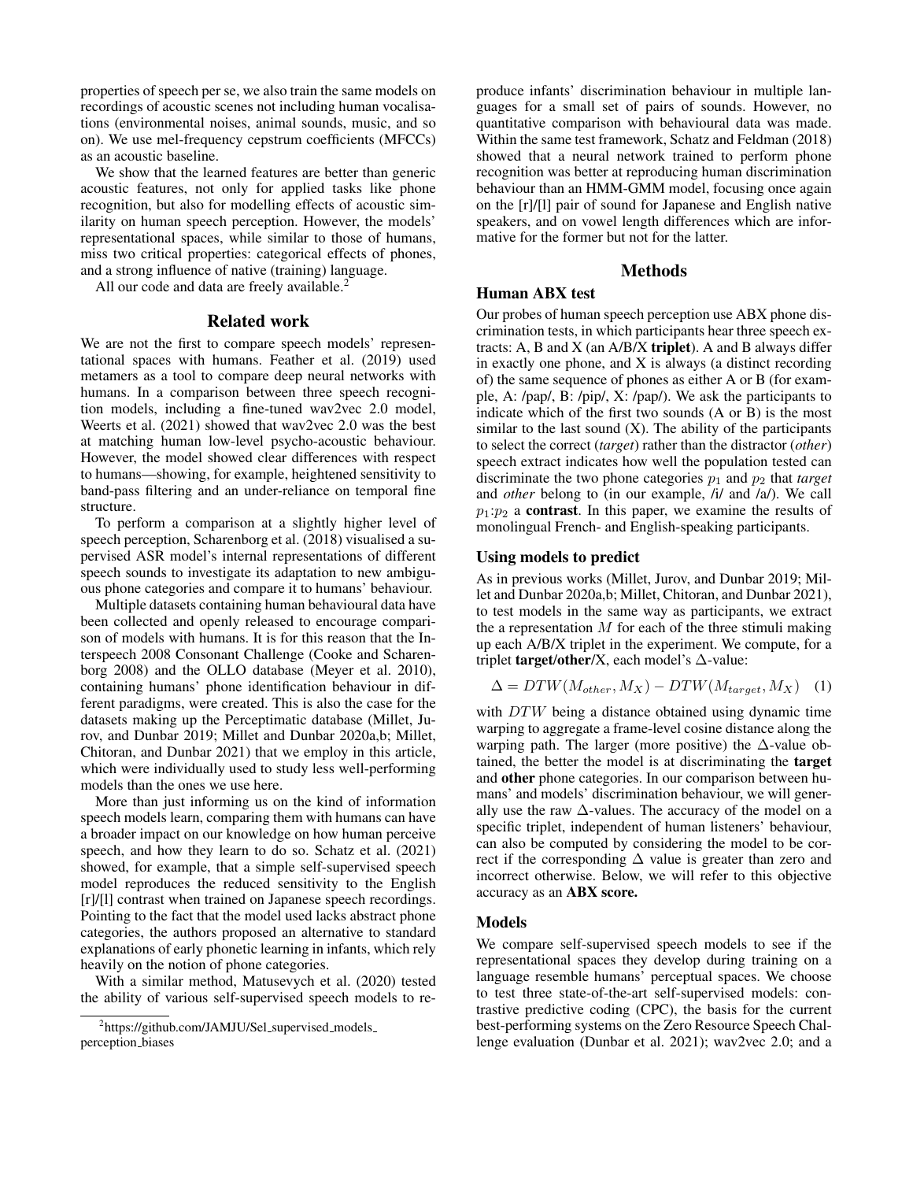properties of speech per se, we also train the same models on recordings of acoustic scenes not including human vocalisations (environmental noises, animal sounds, music, and so on). We use mel-frequency cepstrum coefficients (MFCCs) as an acoustic baseline.

We show that the learned features are better than generic acoustic features, not only for applied tasks like phone recognition, but also for modelling effects of acoustic similarity on human speech perception. However, the models' representational spaces, while similar to those of humans, miss two critical properties: categorical effects of phones, and a strong influence of native (training) language.

All our code and data are freely available.[2]

## Related work

We are not the first to compare speech models' representational spaces with humans. Feather et al. (2019) used metamers as a tool to compare deep neural networks with humans. In a comparison between three speech recognition models, including a fine-tuned wav2vec 2.0 model, Weerts et al. (2021) showed that wav2vec 2.0 was the best at matching human low-level psycho-acoustic behaviour. However, the model showed clear differences with respect to humans—showing, for example, heightened sensitivity to band-pass filtering and an under-reliance on temporal fine structure.

To perform a comparison at a slightly higher level of speech perception, Scharenborg et al. (2018) visualised a supervised ASR model's internal representations of different speech sounds to investigate its adaptation to new ambiguous phone categories and compare it to humans' behaviour.

Multiple datasets containing human behavioural data have been collected and openly released to encourage comparison of models with humans. It is for this reason that the Interspeech 2008 Consonant Challenge (Cooke and Scharenborg 2008) and the OLLO database (Meyer et al. 2010), containing humans' phone identification behaviour in different paradigms, were created. This is also the case for the datasets making up the Perceptimatic database (Millet, Jurov, and Dunbar 2019; Millet and Dunbar 2020a,b; Millet, Chitoran, and Dunbar 2021) that we employ in this article, which were individually used to study less well-performing models than the ones we use here.

More than just informing us on the kind of information speech models learn, comparing them with humans can have a broader impact on our knowledge on how human perceive speech, and how they learn to do so. Schatz et al. (2021) showed, for example, that a simple self-supervised speech model reproduces the reduced sensitivity to the English [r]/[l] contrast when trained on Japanese speech recordings. Pointing to the fact that the model used lacks abstract phone categories, the authors proposed an alternative to standard explanations of early phonetic learning in infants, which rely heavily on the notion of phone categories.

With a similar method, Matusevych et al. (2020) tested the ability of various self-supervised speech models to reproduce infants' discrimination behaviour in multiple languages for a small set of pairs of sounds. However, no quantitative comparison with behavioural data was made. Within the same test framework, Schatz and Feldman (2018) showed that a neural network trained to perform phone recognition was better at reproducing human discrimination behaviour than an HMM-GMM model, focusing once again on the [r]/[l] pair of sound for Japanese and English native speakers, and on vowel length differences which are informative for the former but not for the latter.

## Methods

### Human ABX test

Our probes of human speech perception use ABX phone discrimination tests, in which participants hear three speech extracts: A, B and X (an A/B/X **triplet**). A and B always differ in exactly one phone, and X is always (a distinct recording of) the same sequence of phones as either A or B (for example, A: /pap/, B: /pip/, X: /pap/). We ask the participants to indicate which of the first two sounds (A or B) is the most similar to the last sound (X). The ability of the participants to select the correct (*target*) rather than the distractor (*other*) speech extract indicates how well the population tested can discriminate the two phone categories $p_1$ and $p_2$ that *target* and *other* belong to (in our example, /i/ and /a/). We call $p_1$:$p_2$ a **contrast**. In this paper, we examine the results of monolingual French- and English-speaking participants.

### Using models to predict

As in previous works (Millet, Jurov, and Dunbar 2019; Millet and Dunbar 2020a,b; Millet, Chitoran, and Dunbar 2021), to test models in the same way as participants, we extract the a representation $M$ for each of the three stimuli making up each A/B/X triplet in the experiment. We compute, for a triplet **target/other/**X, each model's $\Delta$-value:

$$\Delta = DTW(M_{other}, M_X) - DTW(M_{target}, M_X) \quad (1)$$

with $DTW$ being a distance obtained using dynamic time warping to aggregate a frame-level cosine distance along the warping path. The larger (more positive) the $\Delta$-value obtained, the better the model is at discriminating the **target** and **other** phone categories. In our comparison between humans' and models' discrimination behaviour, we will generally use the raw $\Delta$-values. The accuracy of the model on a specific triplet, independent of human listeners' behaviour, can also be computed by considering the model to be correct if the corresponding $\Delta$ value is greater than zero and incorrect otherwise. Below, we will refer to this objective accuracy as an **ABX score.**

### Models

We compare self-supervised speech models to see if the representational spaces they develop during training on a language resemble humans' perceptual spaces. We choose to test three state-of-the-art self-supervised models: contrastive predictive coding (CPC), the basis for the current best-performing systems on the Zero Resource Speech Challenge evaluation (Dunbar et al. 2021); wav2vec 2.0; and a

[2] https://github.com/JAMJU/Sel_supervised_models_perception_biases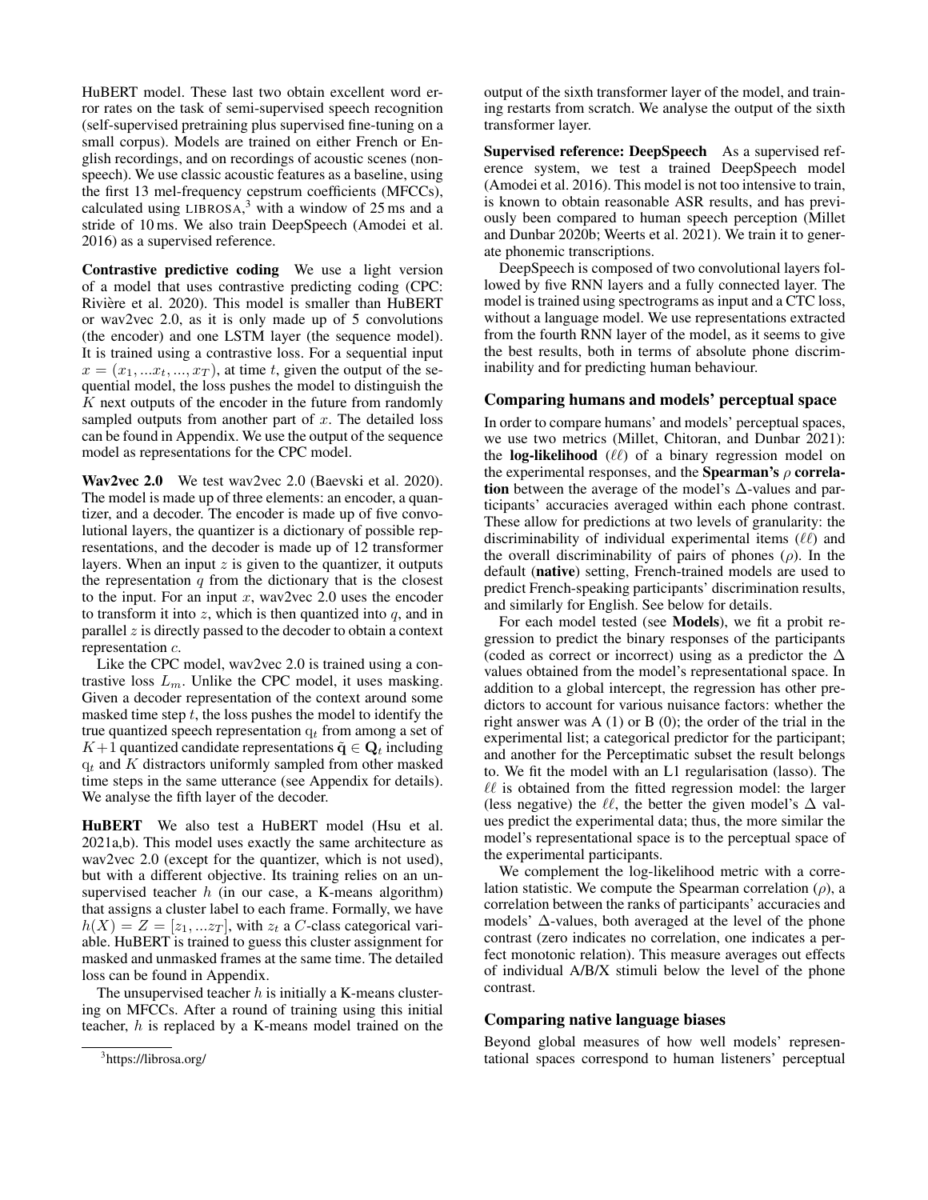HuBERT model. These last two obtain excellent word error rates on the task of semi-supervised speech recognition (self-supervised pretraining plus supervised fine-tuning on a small corpus). Models are trained on either French or English recordings, and on recordings of acoustic scenes (non-speech). We use classic acoustic features as a baseline, using the first 13 mel-frequency cepstrum coefficients (MFCCs), calculated using LIBROSA,[3] with a window of 25 ms and a stride of 10 ms. We also train DeepSpeech (Amodei et al. 2016) as a supervised reference.

**Contrastive predictive coding** We use a light version of a model that uses contrastive predicting coding (CPC: Rivière et al. 2020). This model is smaller than HuBERT or wav2vec 2.0, as it is only made up of 5 convolutions (the encoder) and one LSTM layer (the sequence model). It is trained using a contrastive loss. For a sequential input $x = (x_1, ...x_t, ..., x_T)$, at time $t$, given the output of the sequential model, the loss pushes the model to distinguish the $K$ next outputs of the encoder in the future from randomly sampled outputs from another part of $x$. The detailed loss can be found in Appendix. We use the output of the sequence model as representations for the CPC model.

**Wav2vec 2.0** We test wav2vec 2.0 (Baevski et al. 2020). The model is made up of three elements: an encoder, a quantizer, and a decoder. The encoder is made up of five convolutional layers, the quantizer is a dictionary of possible representations, and the decoder is made up of 12 transformer layers. When an input $z$ is given to the quantizer, it outputs the representation $q$ from the dictionary that is the closest to the input. For an input $x$, wav2vec 2.0 uses the encoder to transform it into $z$, which is then quantized into $q$, and in parallel $z$ is directly passed to the decoder to obtain a context representation $c$.

Like the CPC model, wav2vec 2.0 is trained using a contrastive loss $L_m$. Unlike the CPC model, it uses masking. Given a decoder representation of the context around some masked time step $t$, the loss pushes the model to identify the true quantized speech representation $\mathrm{q}_t$ from among a set of $K+1$ quantized candidate representations $\tilde{\mathbf{q}} \in \mathbf{Q}_t$ including $\mathrm{q}_t$ and $K$ distractors uniformly sampled from other masked time steps in the same utterance (see Appendix for details). We analyse the fifth layer of the decoder.

**HuBERT** We also test a HuBERT model (Hsu et al. 2021a,b). This model uses exactly the same architecture as wav2vec 2.0 (except for the quantizer, which is not used), but with a different objective. Its training relies on an unsupervised teacher $h$ (in our case, a K-means algorithm) that assigns a cluster label to each frame. Formally, we have $h(X) = Z = [z_1, ...z_T]$, with $z_t$ a $C$-class categorical variable. HuBERT is trained to guess this cluster assignment for masked and unmasked frames at the same time. The detailed loss can be found in Appendix.

The unsupervised teacher $h$ is initially a K-means clustering on MFCCs. After a round of training using this initial teacher, $h$ is replaced by a K-means model trained on the output of the sixth transformer layer of the model, and training restarts from scratch. We analyse the output of the sixth transformer layer.

**Supervised reference: DeepSpeech** As a supervised reference system, we test a trained DeepSpeech model (Amodei et al. 2016). This model is not too intensive to train, is known to obtain reasonable ASR results, and has previously been compared to human speech perception (Millet and Dunbar 2020b; Weerts et al. 2021). We train it to generate phonemic transcriptions.

DeepSpeech is composed of two convolutional layers followed by five RNN layers and a fully connected layer. The model is trained using spectrograms as input and a CTC loss, without a language model. We use representations extracted from the fourth RNN layer of the model, as it seems to give the best results, both in terms of absolute phone discriminability and for predicting human behaviour.

## Comparing humans and models' perceptual space

In order to compare humans' and models' perceptual spaces, we use two metrics (Millet, Chitoran, and Dunbar 2021): the **log-likelihood** ($\ell\ell$) of a binary regression model on the experimental responses, and the **Spearman's $\rho$ correlation** between the average of the model's $\Delta$-values and participants' accuracies averaged within each phone contrast. These allow for predictions at two levels of granularity: the discriminability of individual experimental items ($\ell\ell$) and the overall discriminability of pairs of phones ($\rho$). In the default (**native**) setting, French-trained models are used to predict French-speaking participants' discrimination results, and similarly for English. See below for details.

For each model tested (see **Models**), we fit a probit regression to predict the binary responses of the participants (coded as correct or incorrect) using as a predictor the $\Delta$ values obtained from the model's representational space. In addition to a global intercept, the regression has other predictors to account for various nuisance factors: whether the right answer was A (1) or B (0); the order of the trial in the experimental list; a categorical predictor for the participant; and another for the Perceptimatic subset the result belongs to. We fit the model with an L1 regularisation (lasso). The $\ell\ell$ is obtained from the fitted regression model: the larger (less negative) the $\ell\ell$, the better the given model's $\Delta$ values predict the experimental data; thus, the more similar the model's representational space is to the perceptual space of the experimental participants.

We complement the log-likelihood metric with a correlation statistic. We compute the Spearman correlation ($\rho$), a correlation between the ranks of participants' accuracies and models' $\Delta$-values, both averaged at the level of the phone contrast (zero indicates no correlation, one indicates a perfect monotonic relation). This measure averages out effects of individual A/B/X stimuli below the level of the phone contrast.

## Comparing native language biases

Beyond global measures of how well models' representational spaces correspond to human listeners' perceptual

[3] https://librosa.org/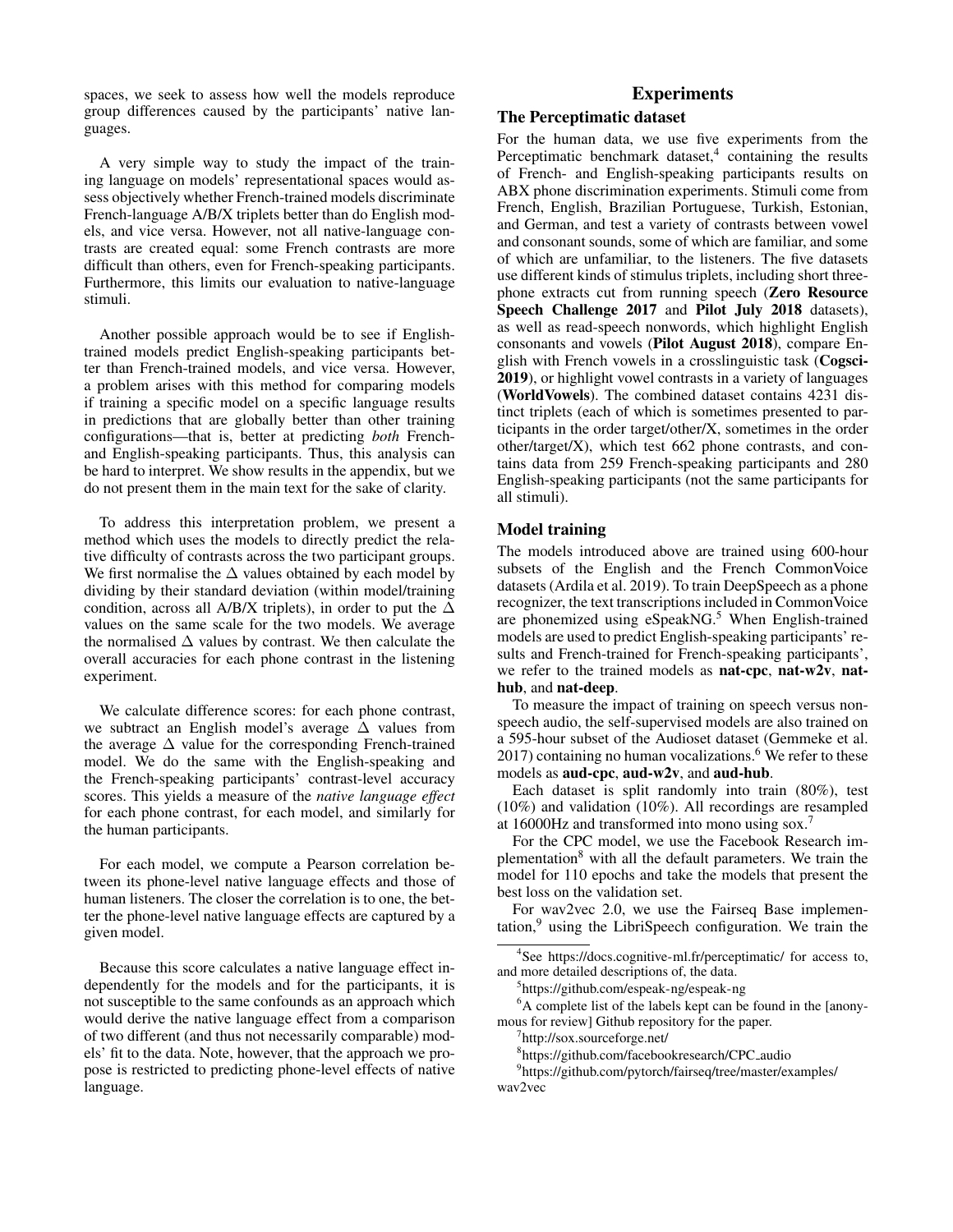spaces, we seek to assess how well the models reproduce group differences caused by the participants' native languages.

A very simple way to study the impact of the training language on models' representational spaces would assess objectively whether French-trained models discriminate French-language A/B/X triplets better than do English models, and vice versa. However, not all native-language contrasts are created equal: some French contrasts are more difficult than others, even for French-speaking participants. Furthermore, this limits our evaluation to native-language stimuli.

Another possible approach would be to see if English-trained models predict English-speaking participants better than French-trained models, and vice versa. However, a problem arises with this method for comparing models if training a specific model on a specific language results in predictions that are globally better than other training configurations—that is, better at predicting *both* French- and English-speaking participants. Thus, this analysis can be hard to interpret. We show results in the appendix, but we do not present them in the main text for the sake of clarity.

To address this interpretation problem, we present a method which uses the models to directly predict the relative difficulty of contrasts across the two participant groups. We first normalise the $\Delta$ values obtained by each model by dividing by their standard deviation (within model/training condition, across all A/B/X triplets), in order to put the $\Delta$ values on the same scale for the two models. We average the normalised $\Delta$ values by contrast. We then calculate the overall accuracies for each phone contrast in the listening experiment.

We calculate difference scores: for each phone contrast, we subtract an English model's average $\Delta$ values from the average $\Delta$ value for the corresponding French-trained model. We do the same with the English-speaking and the French-speaking participants' contrast-level accuracy scores. This yields a measure of the *native language effect* for each phone contrast, for each model, and similarly for the human participants.

For each model, we compute a Pearson correlation between its phone-level native language effects and those of human listeners. The closer the correlation is to one, the better the phone-level native language effects are captured by a given model.

Because this score calculates a native language effect independently for the models and for the participants, it is not susceptible to the same confounds as an approach which would derive the native language effect from a comparison of two different (and thus not necessarily comparable) models' fit to the data. Note, however, that the approach we propose is restricted to predicting phone-level effects of native language.

# Experiments

## The Perceptimatic dataset

For the human data, we use five experiments from the Perceptimatic benchmark dataset,[4] containing the results of French- and English-speaking participants results on ABX phone discrimination experiments. Stimuli come from French, English, Brazilian Portuguese, Turkish, Estonian, and German, and test a variety of contrasts between vowel and consonant sounds, some of which are familiar, and some of which are unfamiliar, to the listeners. The five datasets use different kinds of stimulus triplets, including short three-phone extracts cut from running speech (**Zero Resource Speech Challenge 2017** and **Pilot July 2018** datasets), as well as read-speech nonwords, which highlight English consonants and vowels (**Pilot August 2018**), compare English with French vowels in a crosslinguistic task (**Cogsci-2019**), or highlight vowel contrasts in a variety of languages (**WorldVowels**). The combined dataset contains 4231 distinct triplets (each of which is sometimes presented to participants in the order target/other/X, sometimes in the order other/target/X), which test 662 phone contrasts, and contains data from 259 French-speaking participants and 280 English-speaking participants (not the same participants for all stimuli).

## Model training

The models introduced above are trained using 600-hour subsets of the English and the French CommonVoice datasets (Ardila et al. 2019). To train DeepSpeech as a phone recognizer, the text transcriptions included in CommonVoice are phonemized using eSpeakNG.[5] When English-trained models are used to predict English-speaking participants' results and French-trained for French-speaking participants', we refer to the trained models as **nat-cpc**, **nat-w2v**, **nat-hub**, and **nat-deep**.

To measure the impact of training on speech versus non-speech audio, the self-supervised models are also trained on a 595-hour subset of the Audioset dataset (Gemmeke et al. 2017) containing no human vocalizations.[6] We refer to these models as **aud-cpc**, **aud-w2v**, and **aud-hub**.

Each dataset is split randomly into train (80%), test (10%) and validation (10%). All recordings are resampled at 16000Hz and transformed into mono using sox.[7]

For the CPC model, we use the Facebook Research implementation[8] with all the default parameters. We train the model for 110 epochs and take the models that present the best loss on the validation set.

For wav2vec 2.0, we use the Fairseq Base implementation,[9] using the LibriSpeech configuration. We train the

[4] See https://docs.cognitive-ml.fr/perceptimatic/ for access to, and more detailed descriptions of, the data.

[5] https://github.com/espeak-ng/espeak-ng

[6] A complete list of the labels kept can be found in the [anonymous for review] Github repository for the paper.

[7] http://sox.sourceforge.net/

[8] https://github.com/facebookresearch/CPC_audio

[9] https://github.com/pytorch/fairseq/tree/master/examples/wav2vec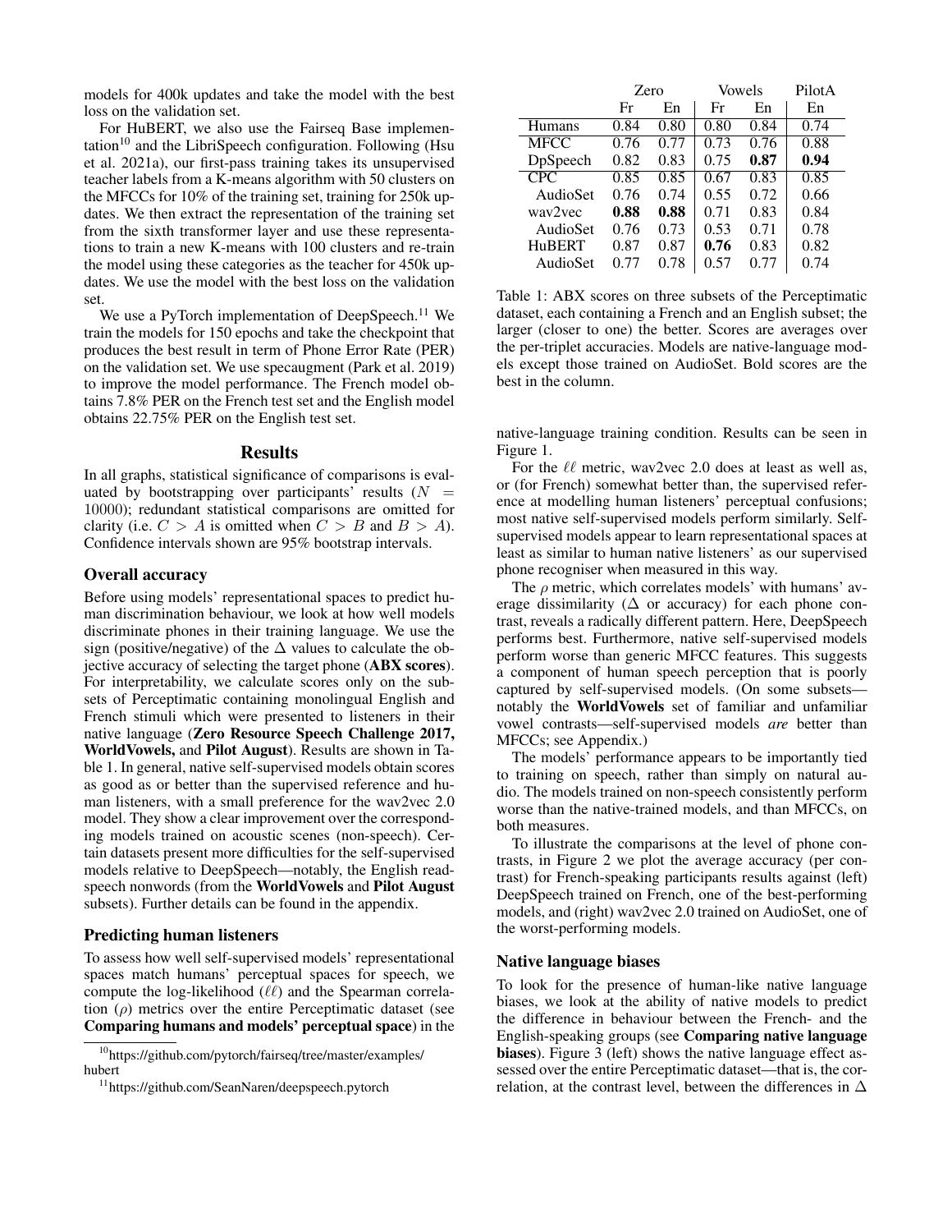models for 400k updates and take the model with the best loss on the validation set.

For HuBERT, we also use the Fairseq Base implementation[10] and the LibriSpeech configuration. Following (Hsu et al. 2021a), our first-pass training takes its unsupervised teacher labels from a K-means algorithm with 50 clusters on the MFCCs for 10% of the training set, training for 250k updates. We then extract the representation of the training set from the sixth transformer layer and use these representations to train a new K-means with 100 clusters and re-train the model using these categories as the teacher for 450k updates. We use the model with the best loss on the validation set.

We use a PyTorch implementation of DeepSpeech.[11] We train the models for 150 epochs and take the checkpoint that produces the best result in term of Phone Error Rate (PER) on the validation set. We use specaugment (Park et al. 2019) to improve the model performance. The French model obtains 7.8% PER on the French test set and the English model obtains 22.75% PER on the English test set.

## Results

In all graphs, statistical significance of comparisons is evaluated by bootstrapping over participants' results ($N = 10000$); redundant statistical comparisons are omitted for clarity (i.e. $C > A$ is omitted when $C > B$ and $B > A$). Confidence intervals shown are 95% bootstrap intervals.

### Overall accuracy

Before using models' representational spaces to predict human discrimination behaviour, we look at how well models discriminate phones in their training language. We use the sign (positive/negative) of the $\Delta$ values to calculate the objective accuracy of selecting the target phone (**ABX scores**). For interpretability, we calculate scores only on the subsets of Perceptimatic containing monolingual English and French stimuli which were presented to listeners in their native language (**Zero Resource Speech Challenge 2017, WorldVowels,** and **Pilot August**). Results are shown in Table 1. In general, native self-supervised models obtain scores as good as or better than the supervised reference and human listeners, with a small preference for the wav2vec 2.0 model. They show a clear improvement over the corresponding models trained on acoustic scenes (non-speech). Certain datasets present more difficulties for the self-supervised models relative to DeepSpeech—notably, the English read-speech nonwords (from the **WorldVowels** and **Pilot August** subsets). Further details can be found in the appendix.

|  | Zero |  | Vowels |  | PilotA |
|---|---|---|---|---|---|
|  | Fr | En | Fr | En | En |
| Humans | 0.84 | 0.80 | 0.80 | 0.84 | 0.74 |
| MFCC | 0.76 | 0.77 | 0.73 | 0.76 | 0.88 |
| DpSpeech | 0.82 | 0.83 | 0.75 | **0.87** | **0.94** |
| CPC | 0.85 | 0.85 | 0.67 | 0.83 | 0.85 |
| AudioSet | 0.76 | 0.74 | 0.55 | 0.72 | 0.66 |
| wav2vec | **0.88** | **0.88** | 0.71 | 0.83 | 0.84 |
| AudioSet | 0.76 | 0.73 | 0.53 | 0.71 | 0.78 |
| HuBERT | 0.87 | 0.87 | **0.76** | 0.83 | 0.82 |
| AudioSet | 0.77 | 0.78 | 0.57 | 0.77 | 0.74 |

Table 1: ABX scores on three subsets of the Perceptimatic dataset, each containing a French and an English subset; the larger (closer to one) the better. Scores are averages over the per-triplet accuracies. Models are native-language models except those trained on AudioSet. Bold scores are the best in the column.

### Predicting human listeners

To assess how well self-supervised models' representational spaces match humans' perceptual spaces for speech, we compute the log-likelihood ($\ell\ell$) and the Spearman correlation ($\rho$) metrics over the entire Perceptimatic dataset (see **Comparing humans and models' perceptual space**) in the native-language training condition. Results can be seen in Figure 1.

For the $\ell\ell$ metric, wav2vec 2.0 does at least as well as, or (for French) somewhat better than, the supervised reference at modelling human listeners' perceptual confusions; most native self-supervised models perform similarly. Self-supervised models appear to learn representational spaces at least as similar to human native listeners' as our supervised phone recogniser when measured in this way.

The $\rho$ metric, which correlates models' with humans' average dissimilarity ($\Delta$ or accuracy) for each phone contrast, reveals a radically different pattern. Here, DeepSpeech performs best. Furthermore, native self-supervised models perform worse than generic MFCC features. This suggests a component of human speech perception that is poorly captured by self-supervised models. (On some subsets—notably the **WorldVowels** set of familiar and unfamiliar vowel contrasts—self-supervised models *are* better than MFCCs; see Appendix.)

The models' performance appears to be importantly tied to training on speech, rather than simply on natural audio. The models trained on non-speech consistently perform worse than the native-trained models, and than MFCCs, on both measures.

To illustrate the comparisons at the level of phone contrasts, in Figure 2 we plot the average accuracy (per contrast) for French-speaking participants results against (left) DeepSpeech trained on French, one of the best-performing models, and (right) wav2vec 2.0 trained on AudioSet, one of the worst-performing models.

### Native language biases

To look for the presence of human-like native language biases, we look at the ability of native models to predict the difference in behaviour between the French- and the English-speaking groups (see **Comparing native language biases**). Figure 3 (left) shows the native language effect assessed over the entire Perceptimatic dataset—that is, the correlation, at the contrast level, between the differences in $\Delta$

[10] https://github.com/pytorch/fairseq/tree/master/examples/hubert

[11] https://github.com/SeanNaren/deepspeech.pytorch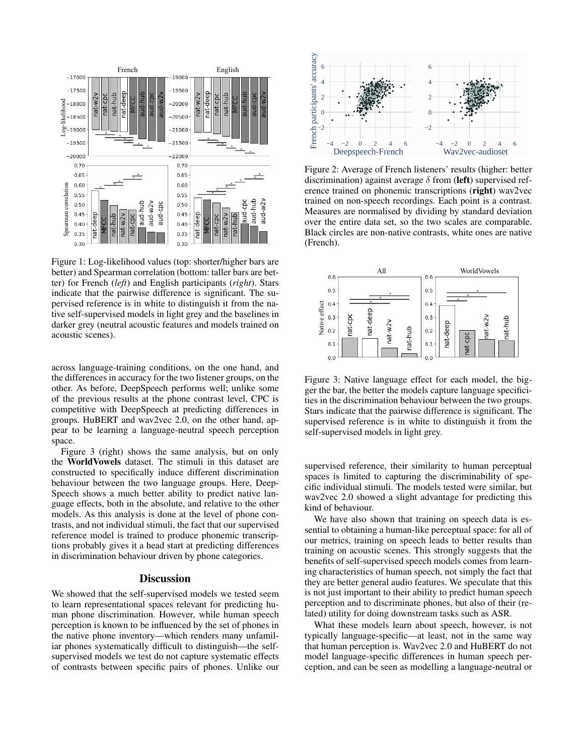Figure 1: Log-likelihood values (top: shorter/higher bars are better) and Spearman correlation (bottom: taller bars are better) for French (*left*) and English participants (*right*). Stars indicate that the pairwise difference is significant. The supervised reference is in white to distinguish it from the native self-supervised models in light grey and the baselines in darker grey (neutral acoustic features and models trained on acoustic scenes).

Figure 2: Average of French listeners' results (higher: better discrimination) against average $\delta$ from (**left**) supervised reference trained on phonemic transcriptions (**right**) wav2vec trained on non-speech recordings. Each point is a contrast. Measures are normalised by dividing by standard deviation over the entire data set, so the two scales are comparable. Black circles are non-native contrasts, white ones are native (French).

across language-training conditions, on the one hand, and the differences in accuracy for the two listener groups, on the other. As before, DeepSpeech performs well; unlike some of the previous results at the phone contrast level, CPC is competitive with DeepSpeech at predicting differences in groups. HuBERT and wav2vec 2.0, on the other hand, appear to be learning a language-neutral speech perception space.

Figure 3 (right) shows the same analysis, but on only the **WorldVowels** dataset. The stimuli in this dataset are constructed to specifically induce different discrimination behaviour between the two language groups. Here, DeepSpeech shows a much better ability to predict native language effects, both in the absolute, and relative to the other models. As this analysis is done at the level of phone contrasts, and not individual stimuli, the fact that our supervised reference model is trained to produce phonemic transcriptions probably gives it a head start at predicting differences in discrimination behaviour driven by phone categories.

Figure 3: Native language effect for each model, the bigger the bar, the better the models capture language specificities in the discrimination behaviour between the two groups. Stars indicate that the pairwise difference is significant. The supervised reference is in white to distinguish it from the self-supervised models in light grey.

## Discussion

We showed that the self-supervised models we tested seem to learn representational spaces relevant for predicting human phone discrimination. However, while human speech perception is known to be influenced by the set of phones in the native phone inventory—which renders many unfamiliar phones systematically difficult to distinguish—the self-supervised models we test do not capture systematic effects of contrasts between specific pairs of phones. Unlike our supervised reference, their similarity to human perceptual spaces is limited to capturing the discriminability of specific individual stimuli. The models tested were similar, but wav2vec 2.0 showed a slight advantage for predicting this kind of behaviour.

We have also shown that training on speech data is essential to obtaining a human-like perceptual space: for all of our metrics, training on speech leads to better results than training on acoustic scenes. This strongly suggests that the benefits of self-supervised speech models comes from learning characteristics of human speech, not simply the fact that they are better general audio features. We speculate that this is not just important to their ability to predict human speech perception and to discriminate phones, but also of their (related) utility for doing downstream tasks such as ASR.

What these models learn about speech, however, is not typically language-specific—at least, not in the same way that human perception is. Wav2vec 2.0 and HuBERT do not model language-specific differences in human speech perception, and can be seen as modelling a language-neutral or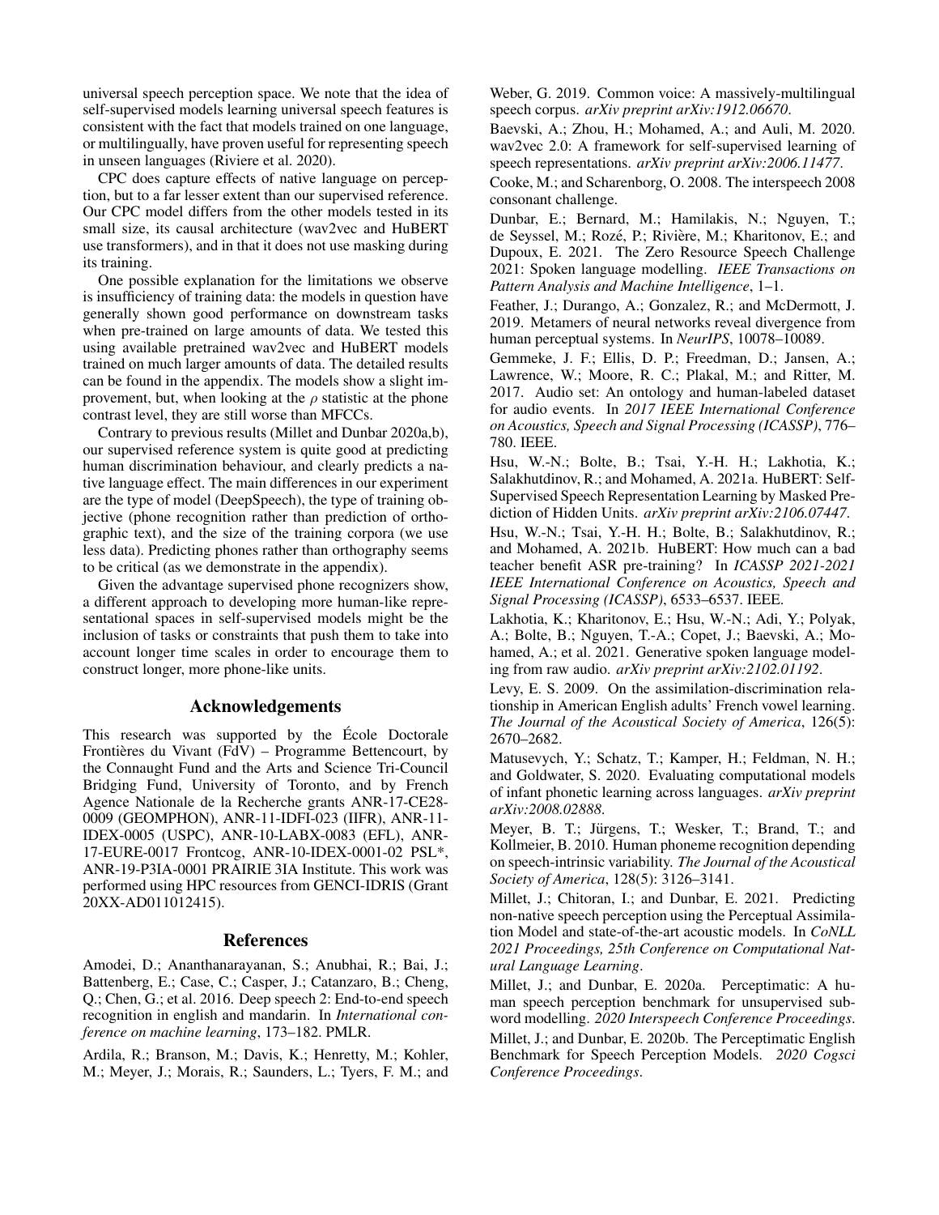universal speech perception space. We note that the idea of self-supervised models learning universal speech features is consistent with the fact that models trained on one language, or multilingually, have proven useful for representing speech in unseen languages (Riviere et al. 2020).

CPC does capture effects of native language on perception, but to a far lesser extent than our supervised reference. Our CPC model differs from the other models tested in its small size, its causal architecture (wav2vec and HuBERT use transformers), and in that it does not use masking during its training.

One possible explanation for the limitations we observe is insufficiency of training data: the models in question have generally shown good performance on downstream tasks when pre-trained on large amounts of data. We tested this using available pretrained wav2vec and HuBERT models trained on much larger amounts of data. The detailed results can be found in the appendix. The models show a slight improvement, but, when looking at the $\rho$ statistic at the phone contrast level, they are still worse than MFCCs.

Contrary to previous results (Millet and Dunbar 2020a,b), our supervised reference system is quite good at predicting human discrimination behaviour, and clearly predicts a native language effect. The main differences in our experiment are the type of model (DeepSpeech), the type of training objective (phone recognition rather than prediction of orthographic text), and the size of the training corpora (we use less data). Predicting phones rather than orthography seems to be critical (as we demonstrate in the appendix).

Given the advantage supervised phone recognizers show, a different approach to developing more human-like representational spaces in self-supervised models might be the inclusion of tasks or constraints that push them to take into account longer time scales in order to encourage them to construct longer, more phone-like units.

## Acknowledgements

This research was supported by the École Doctorale Frontières du Vivant (FdV) – Programme Bettencourt, by the Connaught Fund and the Arts and Science Tri-Council Bridging Fund, University of Toronto, and by French Agence Nationale de la Recherche grants ANR-17-CE28-0009 (GEOMPHON), ANR-11-IDFI-023 (IIFR), ANR-11-IDEX-0005 (USPC), ANR-10-LABX-0083 (EFL), ANR-17-EURE-0017 Frontcog, ANR-10-IDEX-0001-02 PSL*, ANR-19-P3IA-0001 PRAIRIE 3IA Institute. This work was performed using HPC resources from GENCI-IDRIS (Grant 20XX-AD011012415).

## References

Amodei, D.; Ananthanarayanan, S.; Anubhai, R.; Bai, J.; Battenberg, E.; Case, C.; Casper, J.; Catanzaro, B.; Cheng, Q.; Chen, G.; et al. 2016. Deep speech 2: End-to-end speech recognition in english and mandarin. In *International conference on machine learning*, 173–182. PMLR.

Ardila, R.; Branson, M.; Davis, K.; Henretty, M.; Kohler, M.; Meyer, J.; Morais, R.; Saunders, L.; Tyers, F. M.; and Weber, G. 2019. Common voice: A massively-multilingual speech corpus. *arXiv preprint arXiv:1912.06670*.

Baevski, A.; Zhou, H.; Mohamed, A.; and Auli, M. 2020. wav2vec 2.0: A framework for self-supervised learning of speech representations. *arXiv preprint arXiv:2006.11477*.

Cooke, M.; and Scharenborg, O. 2008. The interspeech 2008 consonant challenge.

Dunbar, E.; Bernard, M.; Hamilakis, N.; Nguyen, T.; de Seyssel, M.; Rozé, P.; Rivière, M.; Kharitonov, E.; and Dupoux, E. 2021. The Zero Resource Speech Challenge 2021: Spoken language modelling. *IEEE Transactions on Pattern Analysis and Machine Intelligence*, 1–1.

Feather, J.; Durango, A.; Gonzalez, R.; and McDermott, J. 2019. Metamers of neural networks reveal divergence from human perceptual systems. In *NeurIPS*, 10078–10089.

Gemmeke, J. F.; Ellis, D. P.; Freedman, D.; Jansen, A.; Lawrence, W.; Moore, R. C.; Plakal, M.; and Ritter, M. 2017. Audio set: An ontology and human-labeled dataset for audio events. In *2017 IEEE International Conference on Acoustics, Speech and Signal Processing (ICASSP)*, 776–780. IEEE.

Hsu, W.-N.; Bolte, B.; Tsai, Y.-H. H.; Lakhotia, K.; Salakhutdinov, R.; and Mohamed, A. 2021a. HuBERT: Self-Supervised Speech Representation Learning by Masked Prediction of Hidden Units. *arXiv preprint arXiv:2106.07447*.

Hsu, W.-N.; Tsai, Y.-H. H.; Bolte, B.; Salakhutdinov, R.; and Mohamed, A. 2021b. HuBERT: How much can a bad teacher benefit ASR pre-training? In *ICASSP 2021-2021 IEEE International Conference on Acoustics, Speech and Signal Processing (ICASSP)*, 6533–6537. IEEE.

Lakhotia, K.; Kharitonov, E.; Hsu, W.-N.; Adi, Y.; Polyak, A.; Bolte, B.; Nguyen, T.-A.; Copet, J.; Baevski, A.; Mohamed, A.; et al. 2021. Generative spoken language modeling from raw audio. *arXiv preprint arXiv:2102.01192*.

Levy, E. S. 2009. On the assimilation-discrimination relationship in American English adults' French vowel learning. *The Journal of the Acoustical Society of America*, 126(5): 2670–2682.

Matusevych, Y.; Schatz, T.; Kamper, H.; Feldman, N. H.; and Goldwater, S. 2020. Evaluating computational models of infant phonetic learning across languages. *arXiv preprint arXiv:2008.02888*.

Meyer, B. T.; Jürgens, T.; Wesker, T.; Brand, T.; and Kollmeier, B. 2010. Human phoneme recognition depending on speech-intrinsic variability. *The Journal of the Acoustical Society of America*, 128(5): 3126–3141.

Millet, J.; Chitoran, I.; and Dunbar, E. 2021. Predicting non-native speech perception using the Perceptual Assimilation Model and state-of-the-art acoustic models. In *CoNLL 2021 Proceedings, 25th Conference on Computational Natural Language Learning*.

Millet, J.; and Dunbar, E. 2020a. Perceptimatic: A human speech perception benchmark for unsupervised subword modelling. *2020 Interspeech Conference Proceedings*.

Millet, J.; and Dunbar, E. 2020b. The Perceptimatic English Benchmark for Speech Perception Models. *2020 Cogsci Conference Proceedings*.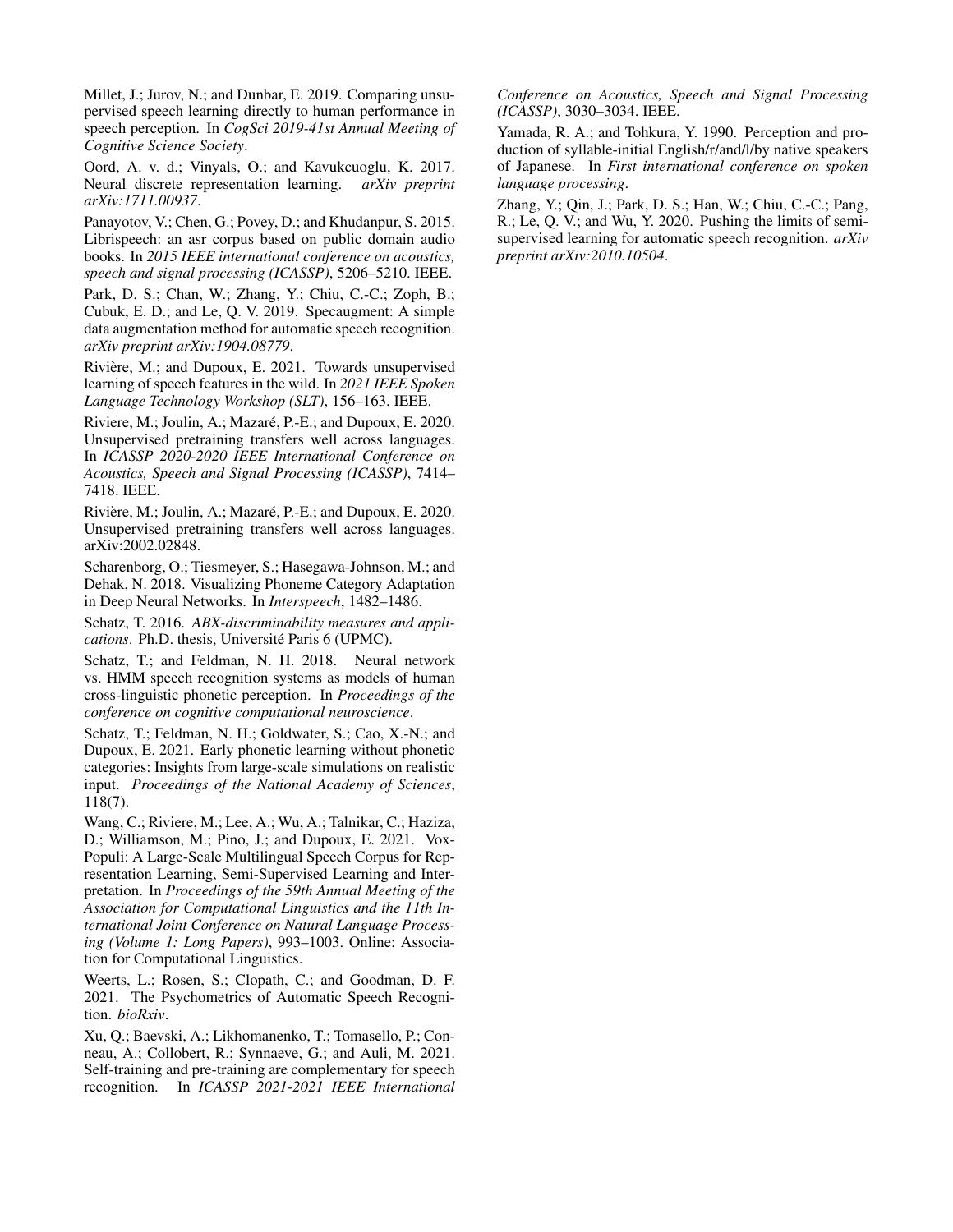Millet, J.; Jurov, N.; and Dunbar, E. 2019. Comparing unsupervised speech learning directly to human performance in speech perception. In *CogSci 2019-41st Annual Meeting of Cognitive Science Society*.

Oord, A. v. d.; Vinyals, O.; and Kavukcuoglu, K. 2017. Neural discrete representation learning. *arXiv preprint arXiv:1711.00937*.

Panayotov, V.; Chen, G.; Povey, D.; and Khudanpur, S. 2015. Librispeech: an asr corpus based on public domain audio books. In *2015 IEEE international conference on acoustics, speech and signal processing (ICASSP)*, 5206–5210. IEEE.

Park, D. S.; Chan, W.; Zhang, Y.; Chiu, C.-C.; Zoph, B.; Cubuk, E. D.; and Le, Q. V. 2019. Specaugment: A simple data augmentation method for automatic speech recognition. *arXiv preprint arXiv:1904.08779*.

Rivière, M.; and Dupoux, E. 2021. Towards unsupervised learning of speech features in the wild. In *2021 IEEE Spoken Language Technology Workshop (SLT)*, 156–163. IEEE.

Riviere, M.; Joulin, A.; Mazaré, P.-E.; and Dupoux, E. 2020. Unsupervised pretraining transfers well across languages. In *ICASSP 2020-2020 IEEE International Conference on Acoustics, Speech and Signal Processing (ICASSP)*, 7414–7418. IEEE.

Rivière, M.; Joulin, A.; Mazaré, P.-E.; and Dupoux, E. 2020. Unsupervised pretraining transfers well across languages. arXiv:2002.02848.

Scharenborg, O.; Tiesmeyer, S.; Hasegawa-Johnson, M.; and Dehak, N. 2018. Visualizing Phoneme Category Adaptation in Deep Neural Networks. In *Interspeech*, 1482–1486.

Schatz, T. 2016. *ABX-discriminability measures and applications*. Ph.D. thesis, Université Paris 6 (UPMC).

Schatz, T.; and Feldman, N. H. 2018. Neural network vs. HMM speech recognition systems as models of human cross-linguistic phonetic perception. In *Proceedings of the conference on cognitive computational neuroscience*.

Schatz, T.; Feldman, N. H.; Goldwater, S.; Cao, X.-N.; and Dupoux, E. 2021. Early phonetic learning without phonetic categories: Insights from large-scale simulations on realistic input. *Proceedings of the National Academy of Sciences*, 118(7).

Wang, C.; Riviere, M.; Lee, A.; Wu, A.; Talnikar, C.; Haziza, D.; Williamson, M.; Pino, J.; and Dupoux, E. 2021. VoxPopuli: A Large-Scale Multilingual Speech Corpus for Representation Learning, Semi-Supervised Learning and Interpretation. In *Proceedings of the 59th Annual Meeting of the Association for Computational Linguistics and the 11th International Joint Conference on Natural Language Processing (Volume 1: Long Papers)*, 993–1003. Online: Association for Computational Linguistics.

Weerts, L.; Rosen, S.; Clopath, C.; and Goodman, D. F. 2021. The Psychometrics of Automatic Speech Recognition. *bioRxiv*.

Xu, Q.; Baevski, A.; Likhomanenko, T.; Tomasello, P.; Conneau, A.; Collobert, R.; Synnaeve, G.; and Auli, M. 2021. Self-training and pre-training are complementary for speech recognition. In *ICASSP 2021-2021 IEEE International Conference on Acoustics, Speech and Signal Processing (ICASSP)*, 3030–3034. IEEE.

Yamada, R. A.; and Tohkura, Y. 1990. Perception and production of syllable-initial English/r/and/l/by native speakers of Japanese. In *First international conference on spoken language processing*.

Zhang, Y.; Qin, J.; Park, D. S.; Han, W.; Chiu, C.-C.; Pang, R.; Le, Q. V.; and Wu, Y. 2020. Pushing the limits of semi-supervised learning for automatic speech recognition. *arXiv preprint arXiv:2010.10504*.